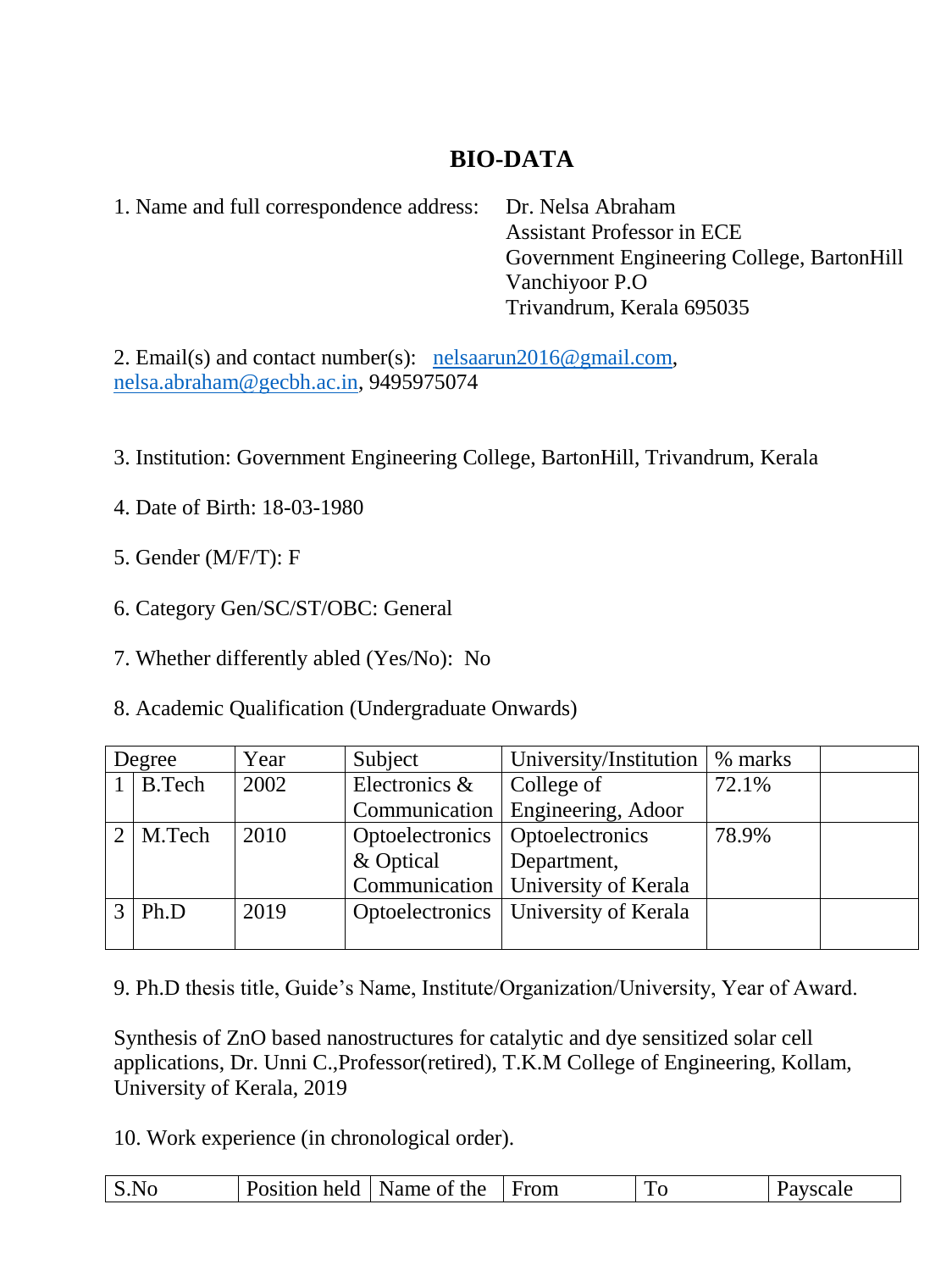# BIO-DATA

1. Name and full correspondence address: Dr. Nelsa Abraham
   Assistant Professor in ECE
   Government Engineering College, BartonHill
   Vanchiyoor P.O
   Trivandrum, Kerala 695035

2. Email(s) and contact number(s): nelsaarun2016@gmail.com, nelsa.abraham@gecbh.ac.in, 9495975074

3. Institution: Government Engineering College, BartonHill, Trivandrum, Kerala

4. Date of Birth: 18-03-1980

5. Gender (M/F/T): F

6. Category Gen/SC/ST/OBC: General

7. Whether differently abled (Yes/No): No

8. Academic Qualification (Undergraduate Onwards)

| Degree | | Year | Subject | University/Institution | % marks | |
|---|---|---|---|---|---|---|
| 1 | B.Tech | 2002 | Electronics & Communication | College of Engineering, Adoor | 72.1% | |
| 2 | M.Tech | 2010 | Optoelectronics & Optical Communication | Optoelectronics Department, University of Kerala | 78.9% | |
| 3 | Ph.D | 2019 | Optoelectronics | University of Kerala | | |

9. Ph.D thesis title, Guide's Name, Institute/Organization/University, Year of Award.

Synthesis of ZnO based nanostructures for catalytic and dye sensitized solar cell applications, Dr. Unni C.,Professor(retired), T.K.M College of Engineering, Kollam, University of Kerala, 2019

10. Work experience (in chronological order).

| S.No | Position held | Name of the | From | To | Payscale |
|---|---|---|---|---|---|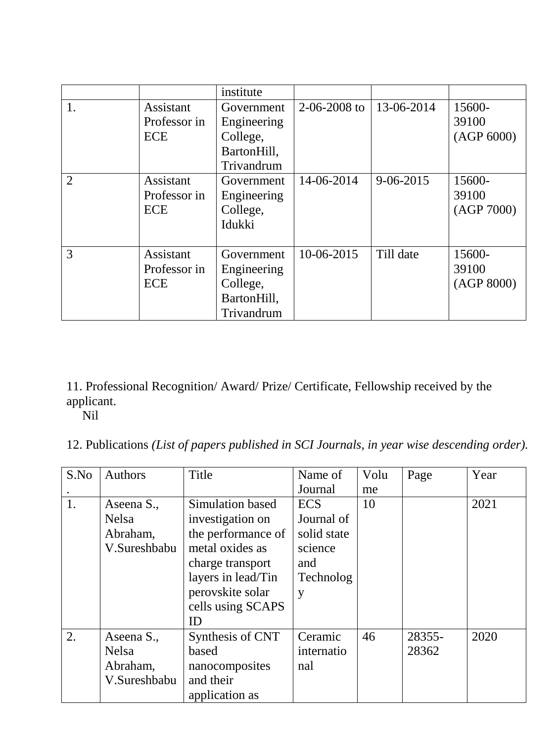| | | institute | | | |
|---|---|---|---|---|---|
| 1. | Assistant Professor in ECE | Government Engineering College, BartonHill, Trivandrum | 2-06-2008 to | 13-06-2014 | 15600-39100 (AGP 6000) |
| 2 | Assistant Professor in ECE | Government Engineering College, Idukki | 14-06-2014 | 9-06-2015 | 15600-39100 (AGP 7000) |
| 3 | Assistant Professor in ECE | Government Engineering College, BartonHill, Trivandrum | 10-06-2015 | Till date | 15600-39100 (AGP 8000) |

11. Professional Recognition/ Award/ Prize/ Certificate, Fellowship received by the applicant.
   Nil

12. Publications *(List of papers published in SCI Journals, in year wise descending order).*

| S.No. | Authors | Title | Name of Journal | Volume | Page | Year |
|---|---|---|---|---|---|---|
| 1. | Aseena S., Nelsa Abraham, V.Sureshbabu | Simulation based investigation on the performance of metal oxides as charge transport layers in lead/Tin perovskite solar cells using SCAPS ID | ECS Journal of solid state science and Technology | 10 | | 2021 |
| 2. | Aseena S., Nelsa Abraham, V.Sureshbabu | Synthesis of CNT based nanocomposites and their application as | Ceramic international | 46 | 28355-28362 | 2020 |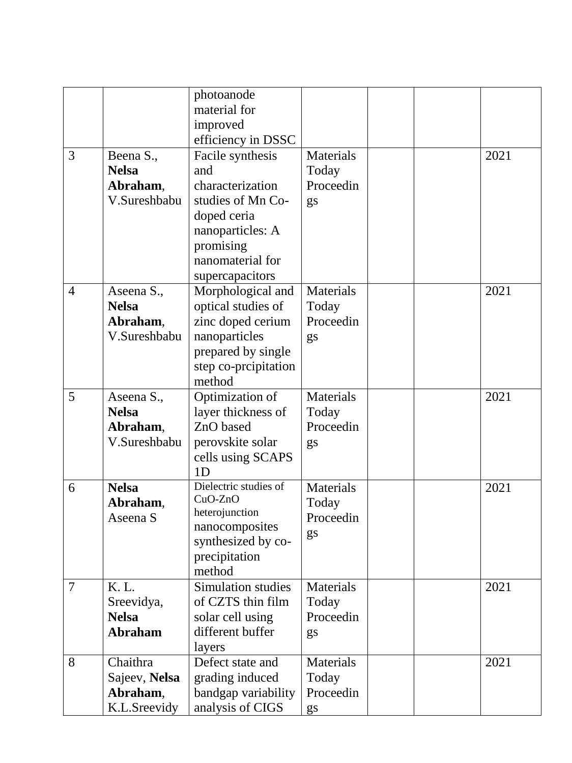| | | | | | | |
|---|---|---|---|---|---|---|
| | | photoanode material for improved efficiency in DSSC | | | | |
| 3 | Beena S., **Nelsa Abraham**, V.Sureshbabu | Facile synthesis and characterization studies of Mn Co-doped ceria nanoparticles: A promising nanomaterial for supercapacitors | Materials Today Proceedings | | | 2021 |
| 4 | Aseena S., **Nelsa Abraham**, V.Sureshbabu | Morphological and optical studies of zinc doped cerium nanoparticles prepared by single step co-prcipitation method | Materials Today Proceedings | | | 2021 |
| 5 | Aseena S., **Nelsa Abraham**, V.Sureshbabu | Optimization of layer thickness of ZnO based perovskite solar cells using SCAPS 1D | Materials Today Proceedings | | | 2021 |
| 6 | **Nelsa Abraham**, Aseena S | Dielectric studies of CuO-ZnO heterojunction nanocomposites synthesized by co-precipitation method | Materials Today Proceedings | | | 2021 |
| 7 | K. L. Sreevidya, **Nelsa Abraham** | Simulation studies of CZTS thin film solar cell using different buffer layers | Materials Today Proceedings | | | 2021 |
| 8 | Chaithra Sajeev, **Nelsa Abraham**, K.L.Sreevidy | Defect state and grading induced bandgap variability analysis of CIGS | Materials Today Proceedings | | | 2021 |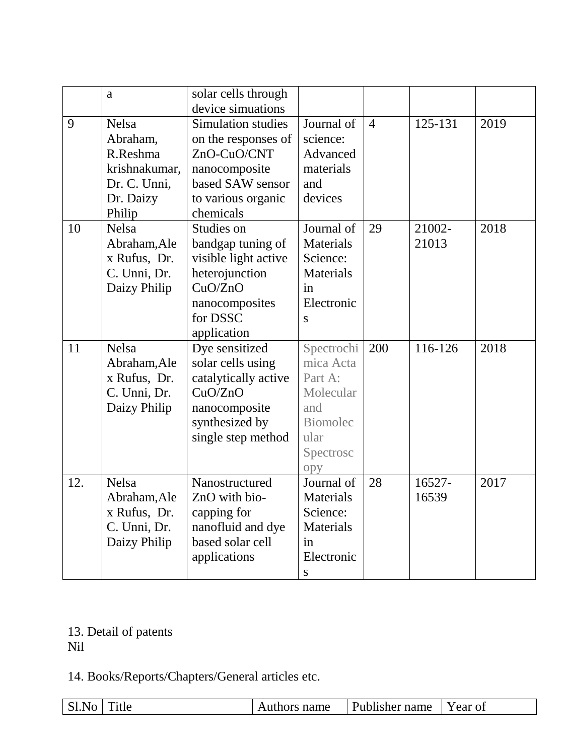|  | a | solar cells through device simuations |  |  |  |  |
|---|---|---|---|---|---|---|
| 9 | Nelsa Abraham, R.Reshma krishnakumar, Dr. C. Unni, Dr. Daizy Philip | Simulation studies on the responses of ZnO-CuO/CNT nanocomposite based SAW sensor to various organic chemicals | Journal of science: Advanced materials and devices | 4 | 125-131 | 2019 |
| 10 | Nelsa Abraham,Alex Rufus, Dr. C. Unni, Dr. Daizy Philip | Studies on bandgap tuning of visible light active heterojunction CuO/ZnO nanocomposites for DSSC application | Journal of Materials Science: Materials in Electronics | 29 | 21002-21013 | 2018 |
| 11 | Nelsa Abraham,Alex Rufus, Dr. C. Unni, Dr. Daizy Philip | Dye sensitized solar cells using catalytically active CuO/ZnO nanocomposite synthesized by single step method | Spectrochimica Acta Part A: Molecular and Biomolecular Spectroscopy | 200 | 116-126 | 2018 |
| 12. | Nelsa Abraham,Alex Rufus, Dr. C. Unni, Dr. Daizy Philip | Nanostructured ZnO with bio-capping for nanofluid and dye based solar cell applications | Journal of Materials Science: Materials in Electronics | 28 | 16527-16539 | 2017 |

13. Detail of patents
Nil

14. Books/Reports/Chapters/General articles etc.

| Sl.No | Title | Authors name | Publisher name | Year of |
|---|---|---|---|---|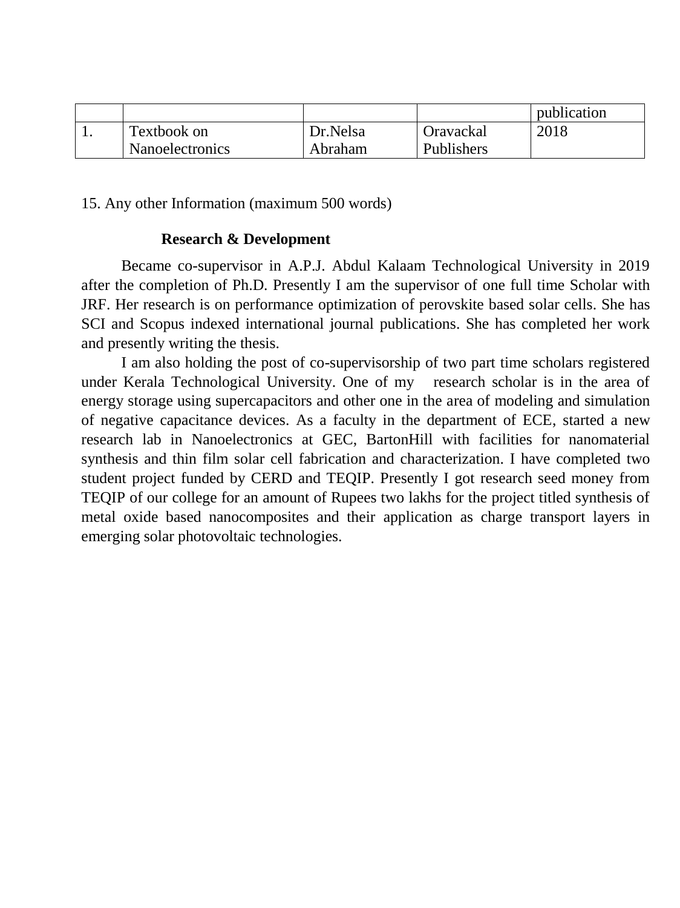| | | | | publication |
|---|---|---|---|---|
| 1. | Textbook on Nanoelectronics | Dr.Nelsa Abraham | Oravackal Publishers | 2018 |

15. Any other Information (maximum 500 words)

**Research & Development**

Became co-supervisor in A.P.J. Abdul Kalaam Technological University in 2019 after the completion of Ph.D. Presently I am the supervisor of one full time Scholar with JRF. Her research is on performance optimization of perovskite based solar cells. She has SCI and Scopus indexed international journal publications. She has completed her work and presently writing the thesis.

I am also holding the post of co-supervisorship of two part time scholars registered under Kerala Technological University. One of my research scholar is in the area of energy storage using supercapacitors and other one in the area of modeling and simulation of negative capacitance devices. As a faculty in the department of ECE, started a new research lab in Nanoelectronics at GEC, BartonHill with facilities for nanomaterial synthesis and thin film solar cell fabrication and characterization. I have completed two student project funded by CERD and TEQIP. Presently I got research seed money from TEQIP of our college for an amount of Rupees two lakhs for the project titled synthesis of metal oxide based nanocomposites and their application as charge transport layers in emerging solar photovoltaic technologies.